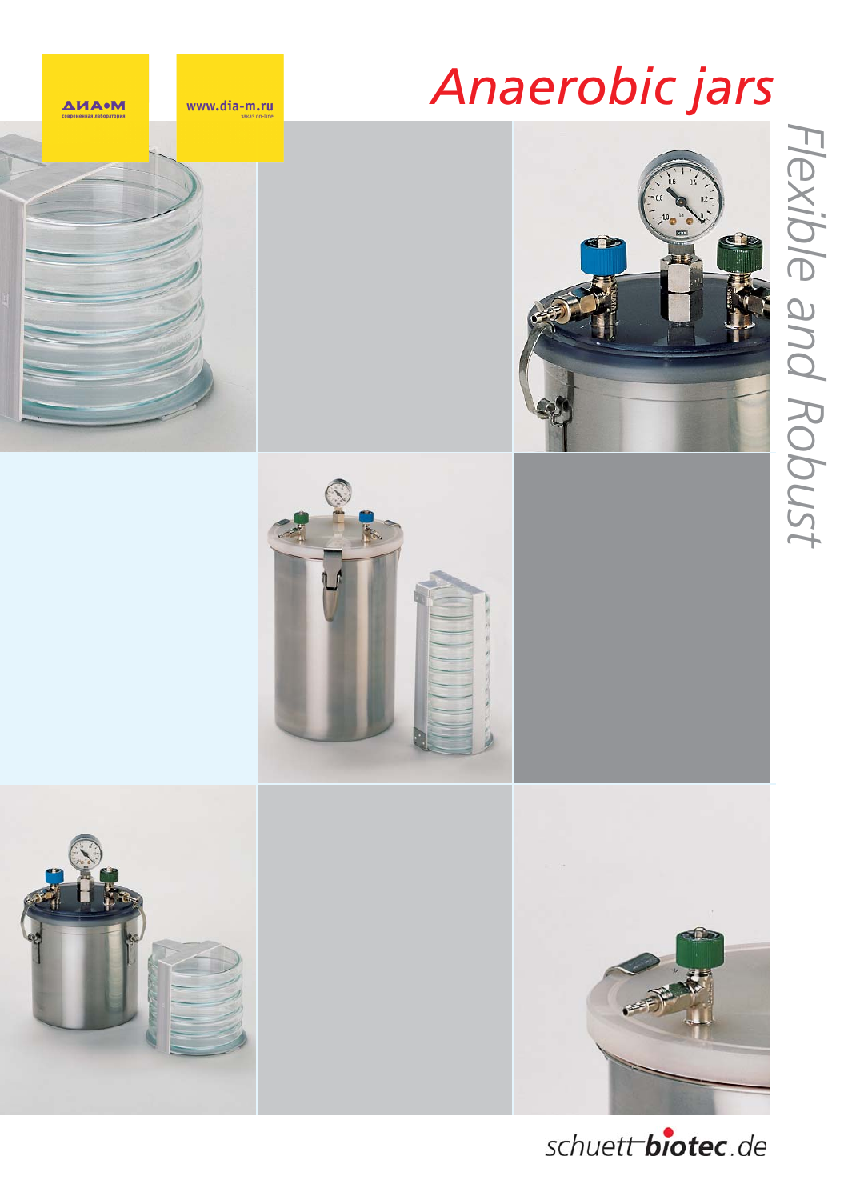ДИА•М
современная лаборатория

www.dia-m.ru
заказ on-line

# Anaerobic jars

*Flexible and Robust*

*schuett-biotec.de*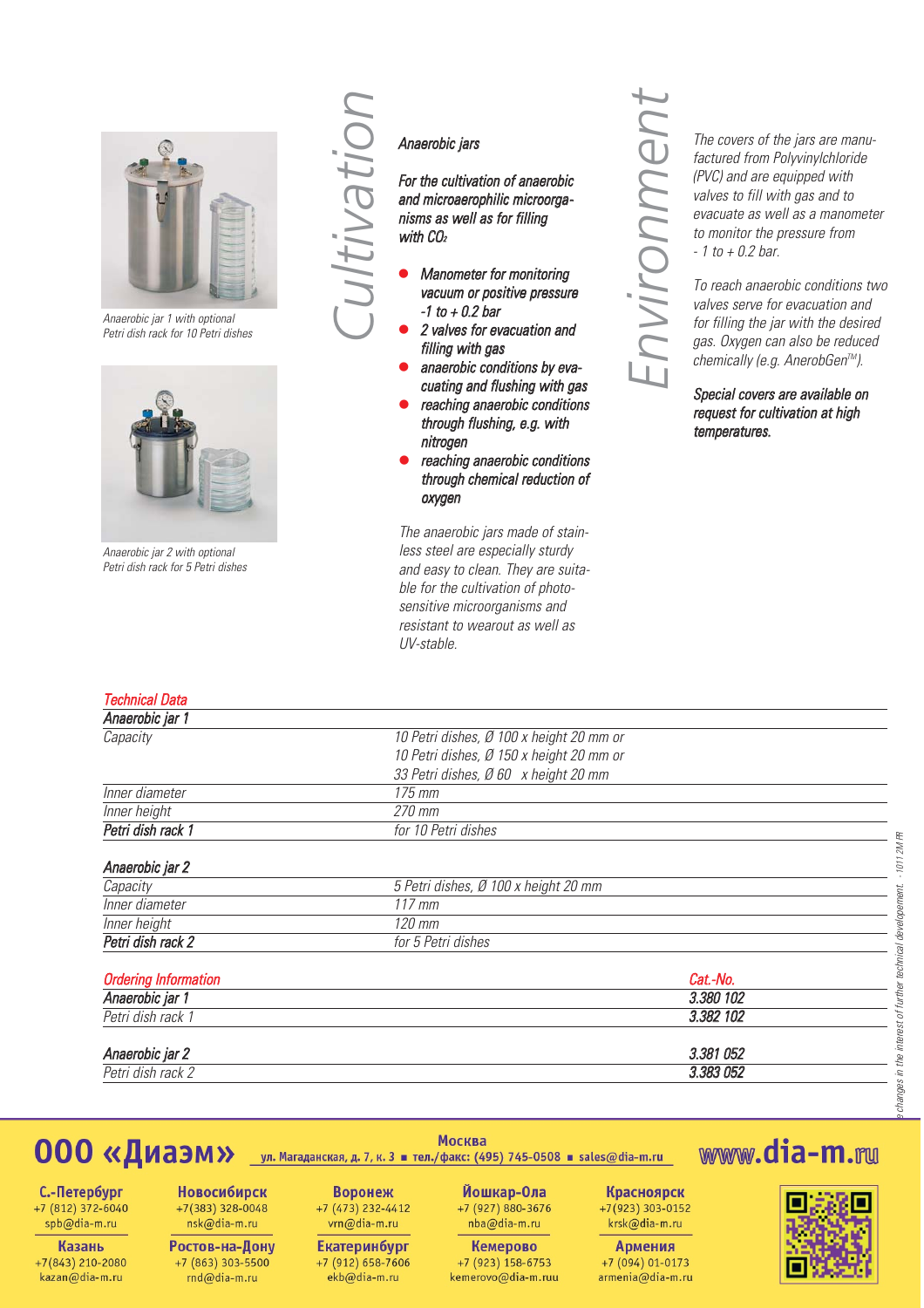Anaerobic jar 1 with optional Petri dish rack for 10 Petri dishes

Anaerobic jar 2 with optional Petri dish rack for 5 Petri dishes

Cultivation

## *Anaerobic jars*

***For the cultivation of anaerobic and microaerophilic microorganisms as well as for filling with $CO_2$***

- ***Manometer for monitoring vacuum or positive pressure -1 to + 0.2 bar***
- ***2 valves for evacuation and filling with gas***
- ***anaerobic conditions by evacuating and flushing with gas***
- ***reaching anaerobic conditions through flushing, e.g. with nitrogen***
- ***reaching anaerobic conditions through chemical reduction of oxygen***

*The anaerobic jars made of stainless steel are especially sturdy and easy to clean. They are suitable for the cultivation of photosensitive microorganisms and resistant to wearout as well as UV-stable.*

Environment

*The covers of the jars are manufactured from Polyvinylchloride (PVC) and are equipped with valves to fill with gas and to evacuate as well as a manometer to monitor the pressure from - 1 to + 0.2 bar.*

*To reach anaerobic conditions two valves serve for evacuation and for filling the jar with the desired gas. Oxygen can also be reduced chemically (e.g. AnerobGen™).*

***Special covers are available on request for cultivation at high temperatures.***

### *Technical Data*

| | |
|---|---|
| ***Anaerobic jar 1*** | |
| *Capacity* | *10 Petri dishes, Ø 100 x height 20 mm or*<br>*10 Petri dishes, Ø 150 x height 20 mm or*<br>*33 Petri dishes, Ø 60 x height 20 mm* |
| *Inner diameter* | *175 mm* |
| *Inner height* | *270 mm* |
| ***Petri dish rack 1*** | *for 10 Petri dishes* |
| ***Anaerobic jar 2*** | |
| *Capacity* | *5 Petri dishes, Ø 100 x height 20 mm* |
| *Inner diameter* | *117 mm* |
| *Inner height* | *120 mm* |
| ***Petri dish rack 2*** | *for 5 Petri dishes* |

### *Ordering Information*

| | *Cat.-No.* |
|---|---|
| ***Anaerobic jar 1*** | ***3.380 102*** |
| *Petri dish rack 1* | ***3.382 102*** |
| ***Anaerobic jar 2*** | ***3.381 052*** |
| *Petri dish rack 2* | ***3.383 052*** |

*...e changes in the interest of further technical development. · 1011 2M FR*

**ООО «Диаэм»**

**Москва**
ул. Магаданская, д. 7, к. 3 ■ тел./факс: (495) 745-0508 ■ sales@dia-m.ru

**www.dia-m.ru**

**С.-Петербург** +7 (812) 372-6040 spb@dia-m.ru
**Казань** +7(843) 210-2080 kazan@dia-m.ru
**Новосибирск** +7(383) 328-0048 nsk@dia-m.ru
**Ростов-на-Дону** +7 (863) 303-5500 rnd@dia-m.ru
**Воронеж** +7 (473) 232-4412 vrn@dia-m.ru
**Екатеринбург** +7 (912) 658-7606 ekb@dia-m.ru
**Йошкар-Ола** +7 (927) 880-3676 nba@dia-m.ru
**Кемерово** +7 (923) 158-6753 kemerovo@dia-m.ruu
**Красноярск** +7(923) 303-0152 krsk@dia-m.ru
**Армения** +7 (094) 01-0173 armenia@dia-m.ru